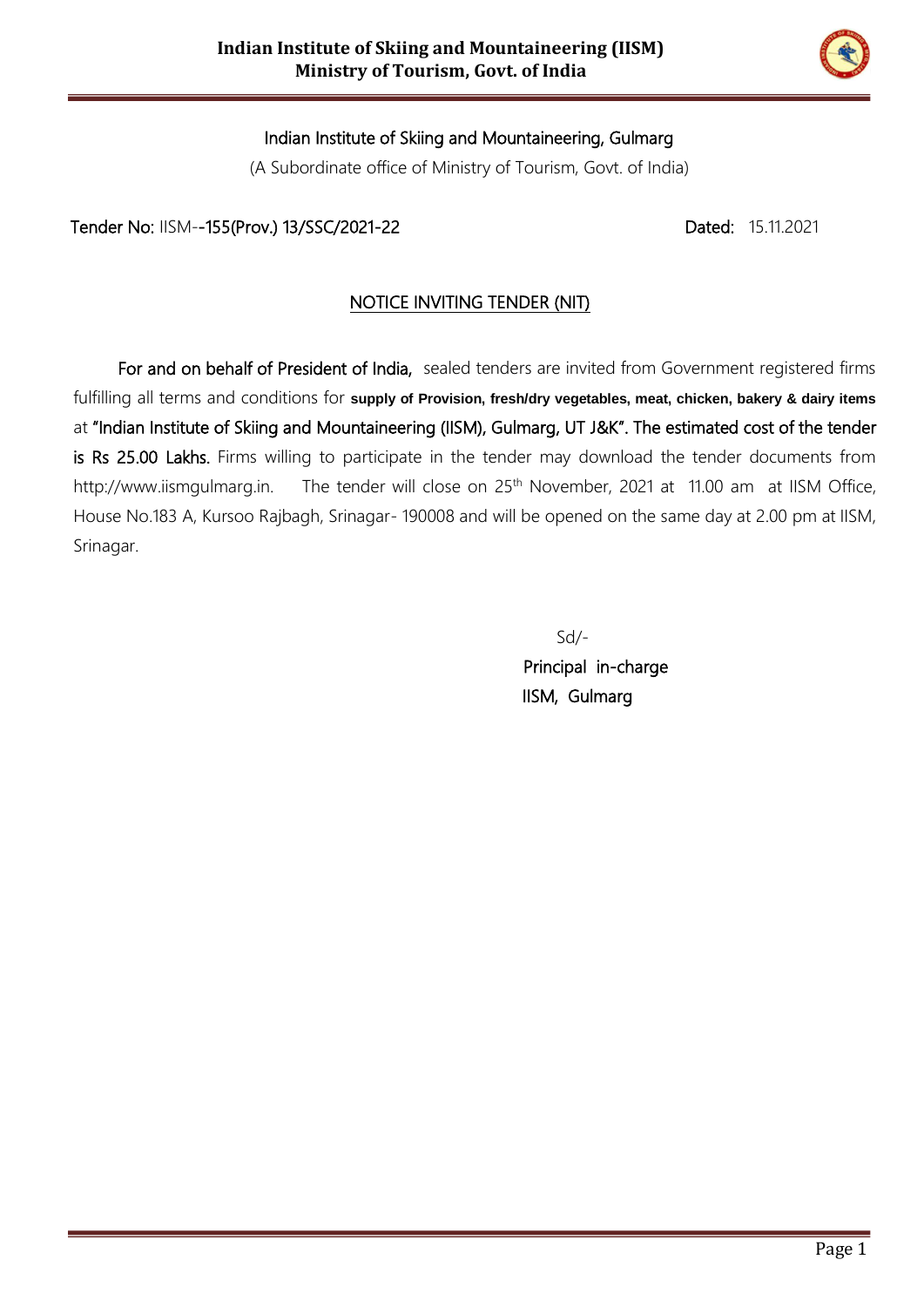# Indian Institute of Skiing and Mountaineering (IISM)
## Ministry of Tourism, Govt. of India

Indian Institute of Skiing and Mountaineering, Gulmarg

(A Subordinate office of Ministry of Tourism, Govt. of India)

Tender No: IISM--155(Prov.) 13/SSC/2021-22 Dated: 15.11.2021

### NOTICE INVITING TENDER (NIT)

For and on behalf of President of India, sealed tenders are invited from Government registered firms fulfilling all terms and conditions for **supply of Provision, fresh/dry vegetables, meat, chicken, bakery & dairy items** at "Indian Institute of Skiing and Mountaineering (IISM), Gulmarg, UT J&K". The estimated cost of the tender is Rs 25.00 Lakhs. Firms willing to participate in the tender may download the tender documents from http://www.iismgulmarg.in. The tender will close on 25th November, 2021 at 11.00 am at IISM Office, House No.183 A, Kursoo Rajbagh, Srinagar- 190008 and will be opened on the same day at 2.00 pm at IISM, Srinagar.

Sd/-

Principal in-charge

IISM, Gulmarg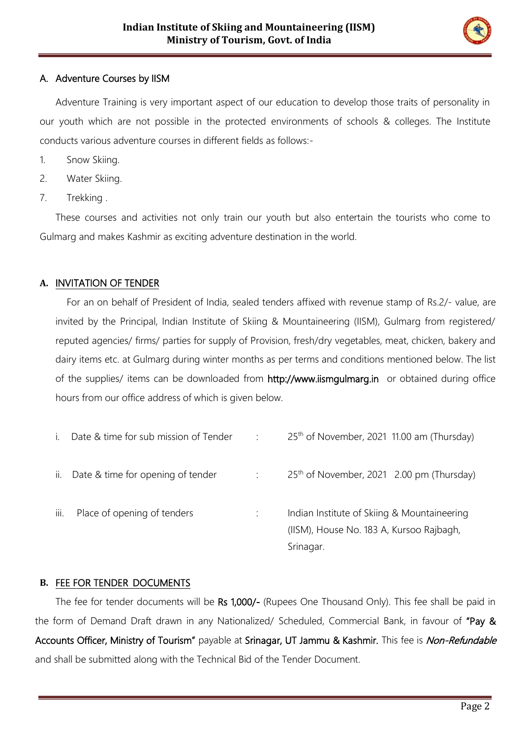## A. Adventure Courses by IISM

Adventure Training is very important aspect of our education to develop those traits of personality in our youth which are not possible in the protected environments of schools & colleges. The Institute conducts various adventure courses in different fields as follows:-

1. Snow Skiing.
2. Water Skiing.
7. Trekking .

These courses and activities not only train our youth but also entertain the tourists who come to Gulmarg and makes Kashmir as exciting adventure destination in the world.

## A. INVITATION OF TENDER

For an on behalf of President of India, sealed tenders affixed with revenue stamp of Rs.2/- value, are invited by the Principal, Indian Institute of Skiing & Mountaineering (IISM), Gulmarg from registered/ reputed agencies/ firms/ parties for supply of Provision, fresh/dry vegetables, meat, chicken, bakery and dairy items etc. at Gulmarg during winter months as per terms and conditions mentioned below. The list of the supplies/ items can be downloaded from **http://www.iismgulmarg.in** or obtained during office hours from our office address of which is given below.

| | | | |
|---|---|---|---|
| i. | Date & time for sub mission of Tender | : | 25th of November, 2021 11.00 am (Thursday) |
| ii. | Date & time for opening of tender | : | 25th of November, 2021 2.00 pm (Thursday) |
| iii. | Place of opening of tenders | : | Indian Institute of Skiing & Mountaineering (IISM), House No. 183 A, Kursoo Rajbagh, Srinagar. |

## B. FEE FOR TENDER DOCUMENTS

The fee for tender documents will be **Rs 1,000/-** (Rupees One Thousand Only). This fee shall be paid in the form of Demand Draft drawn in any Nationalized/ Scheduled, Commercial Bank, in favour of **"Pay & Accounts Officer, Ministry of Tourism"** payable at **Srinagar, UT Jammu & Kashmir.** This fee is ***Non-Refundable*** and shall be submitted along with the Technical Bid of the Tender Document.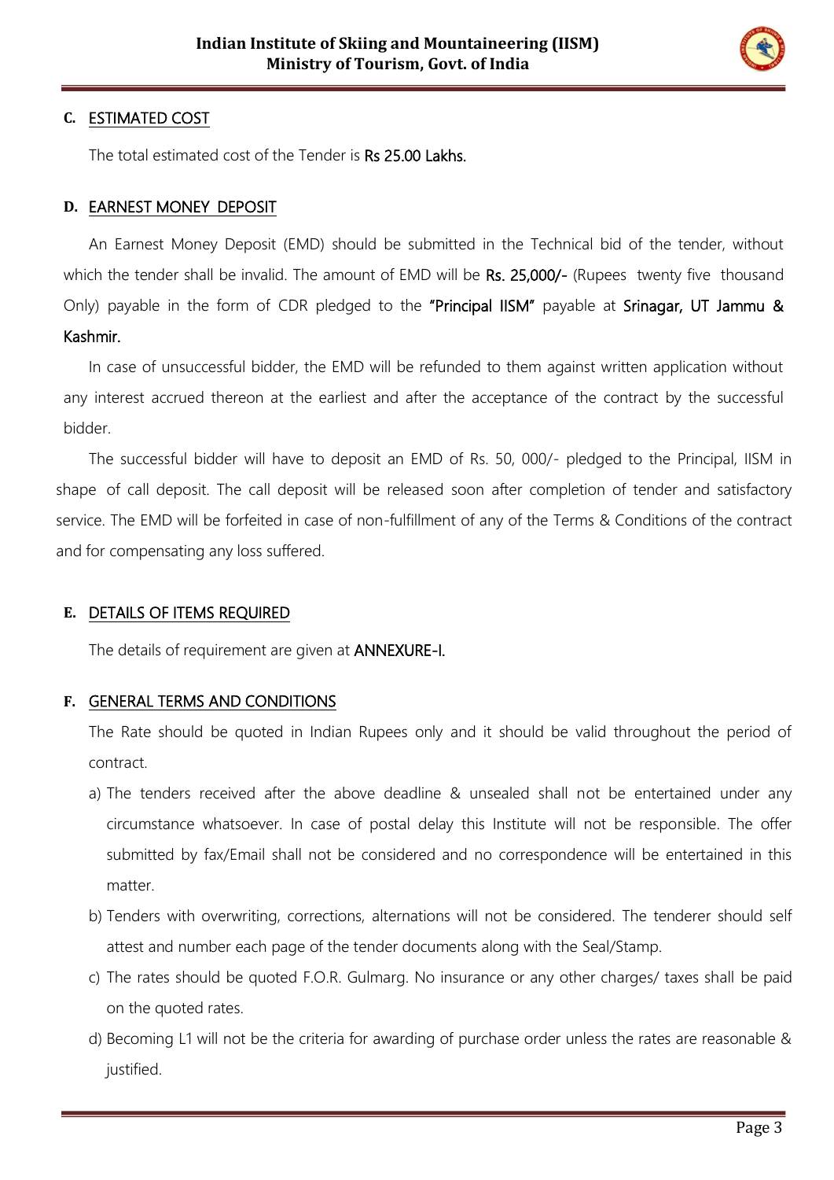## C. ESTIMATED COST

The total estimated cost of the Tender is **Rs 25.00 Lakhs.**

## D. EARNEST MONEY DEPOSIT

An Earnest Money Deposit (EMD) should be submitted in the Technical bid of the tender, without which the tender shall be invalid. The amount of EMD will be **Rs. 25,000/-** (Rupees twenty five thousand Only) payable in the form of CDR pledged to the **"Principal IISM"** payable at **Srinagar, UT Jammu & Kashmir.**

In case of unsuccessful bidder, the EMD will be refunded to them against written application without any interest accrued thereon at the earliest and after the acceptance of the contract by the successful bidder.

The successful bidder will have to deposit an EMD of Rs. 50, 000/- pledged to the Principal, IISM in shape of call deposit. The call deposit will be released soon after completion of tender and satisfactory service. The EMD will be forfeited in case of non-fulfillment of any of the Terms & Conditions of the contract and for compensating any loss suffered.

## E. DETAILS OF ITEMS REQUIRED

The details of requirement are given at **ANNEXURE-I.**

## F. GENERAL TERMS AND CONDITIONS

The Rate should be quoted in Indian Rupees only and it should be valid throughout the period of contract.

a) The tenders received after the above deadline & unsealed shall not be entertained under any circumstance whatsoever. In case of postal delay this Institute will not be responsible. The offer submitted by fax/Email shall not be considered and no correspondence will be entertained in this matter.

b) Tenders with overwriting, corrections, alternations will not be considered. The tenderer should self attest and number each page of the tender documents along with the Seal/Stamp.

c) The rates should be quoted F.O.R. Gulmarg. No insurance or any other charges/ taxes shall be paid on the quoted rates.

d) Becoming L1 will not be the criteria for awarding of purchase order unless the rates are reasonable & justified.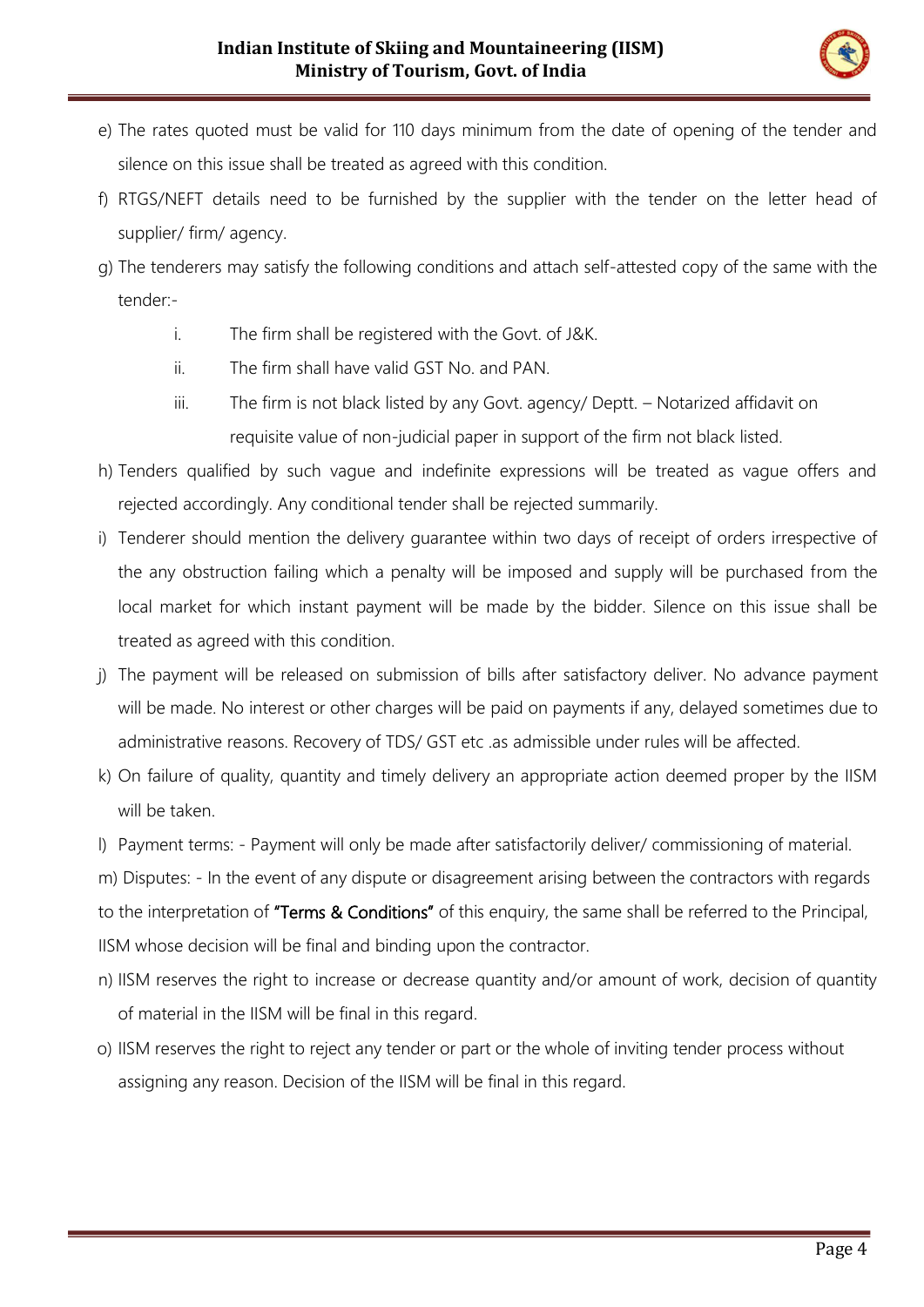e) The rates quoted must be valid for 110 days minimum from the date of opening of the tender and silence on this issue shall be treated as agreed with this condition.

f) RTGS/NEFT details need to be furnished by the supplier with the tender on the letter head of supplier/ firm/ agency.

g) The tenderers may satisfy the following conditions and attach self-attested copy of the same with the tender:-

    i. The firm shall be registered with the Govt. of J&K.

    ii. The firm shall have valid GST No. and PAN.

    iii. The firm is not black listed by any Govt. agency/ Deptt. – Notarized affidavit on requisite value of non-judicial paper in support of the firm not black listed.

h) Tenders qualified by such vague and indefinite expressions will be treated as vague offers and rejected accordingly. Any conditional tender shall be rejected summarily.

i) Tenderer should mention the delivery guarantee within two days of receipt of orders irrespective of the any obstruction failing which a penalty will be imposed and supply will be purchased from the local market for which instant payment will be made by the bidder. Silence on this issue shall be treated as agreed with this condition.

j) The payment will be released on submission of bills after satisfactory deliver. No advance payment will be made. No interest or other charges will be paid on payments if any, delayed sometimes due to administrative reasons. Recovery of TDS/ GST etc .as admissible under rules will be affected.

k) On failure of quality, quantity and timely delivery an appropriate action deemed proper by the IISM will be taken.

l) Payment terms: - Payment will only be made after satisfactorily deliver/ commissioning of material.

m) Disputes: - In the event of any dispute or disagreement arising between the contractors with regards to the interpretation of **"Terms & Conditions"** of this enquiry, the same shall be referred to the Principal, IISM whose decision will be final and binding upon the contractor.

n) IISM reserves the right to increase or decrease quantity and/or amount of work, decision of quantity of material in the IISM will be final in this regard.

o) IISM reserves the right to reject any tender or part or the whole of inviting tender process without assigning any reason. Decision of the IISM will be final in this regard.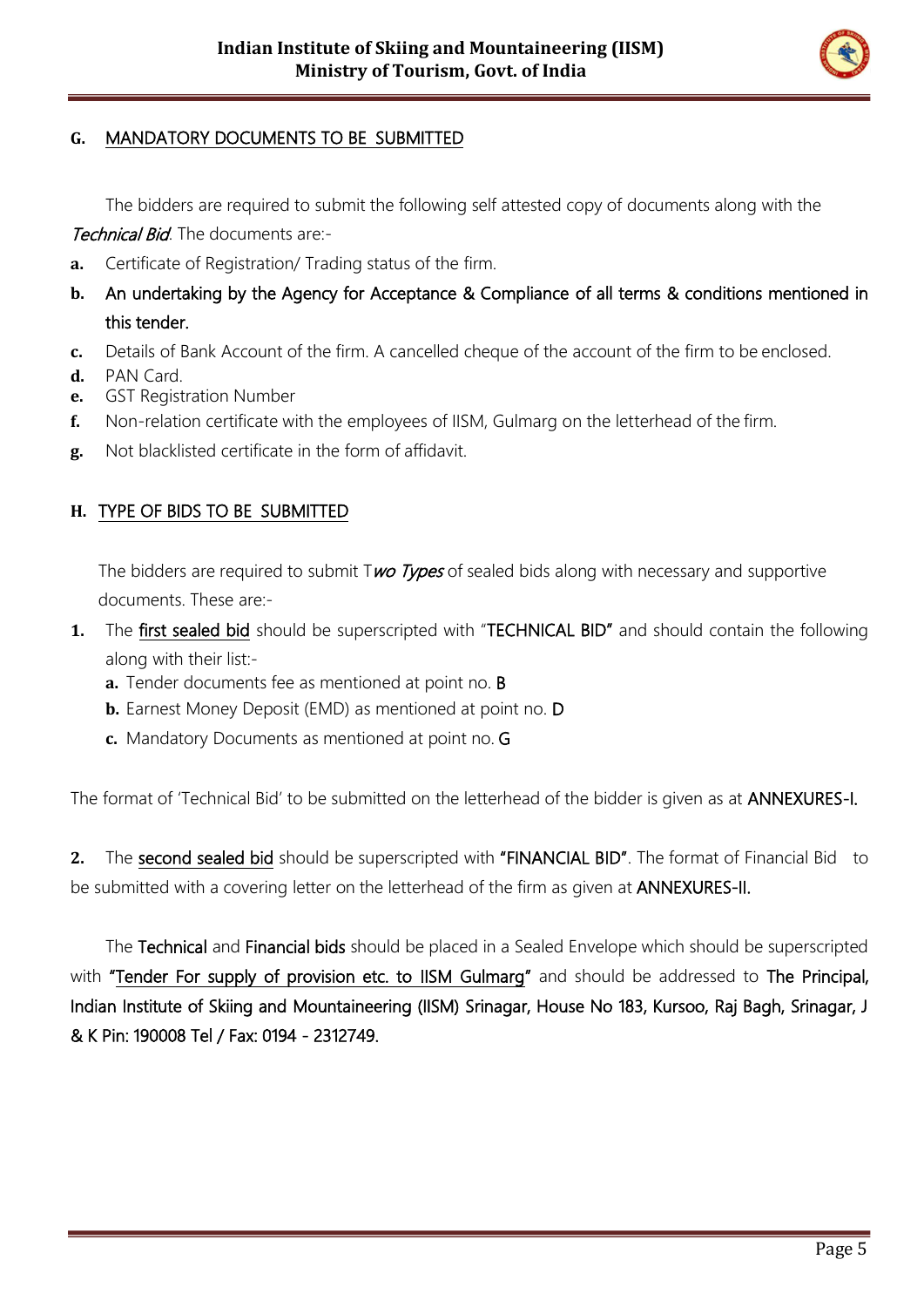## G. MANDATORY DOCUMENTS TO BE SUBMITTED

The bidders are required to submit the following self attested copy of documents along with the *Technical Bid*. The documents are:-

- **a.** Certificate of Registration/ Trading status of the firm.
- **b.** An undertaking by the Agency for Acceptance & Compliance of all terms & conditions mentioned in this tender.
- **c.** Details of Bank Account of the firm. A cancelled cheque of the account of the firm to be enclosed.
- **d.** PAN Card.
- **e.** GST Registration Number
- **f.** Non-relation certificate with the employees of IISM, Gulmarg on the letterhead of the firm.
- **g.** Not blacklisted certificate in the form of affidavit.

## H. TYPE OF BIDS TO BE SUBMITTED

The bidders are required to submit T*wo Types* of sealed bids along with necessary and supportive documents. These are:-

1. The first sealed bid should be superscripted with "**TECHNICAL BID"** and should contain the following along with their list:-
   - **a.** Tender documents fee as mentioned at point no. B
   - **b.** Earnest Money Deposit (EMD) as mentioned at point no. D
   - **c.** Mandatory Documents as mentioned at point no. G

The format of 'Technical Bid' to be submitted on the letterhead of the bidder is given as at ANNEXURES-I.

2. The second sealed bid should be superscripted with **"FINANCIAL BID"**. The format of Financial Bid to be submitted with a covering letter on the letterhead of the firm as given at ANNEXURES-II.

The **Technical** and **Financial bids** should be placed in a Sealed Envelope which should be superscripted with **"Tender For supply of provision etc. to IISM Gulmarg"** and should be addressed to **The Principal, Indian Institute of Skiing and Mountaineering (IISM) Srinagar, House No 183, Kursoo, Raj Bagh, Srinagar, J & K Pin: 190008 Tel / Fax: 0194 - 2312749.**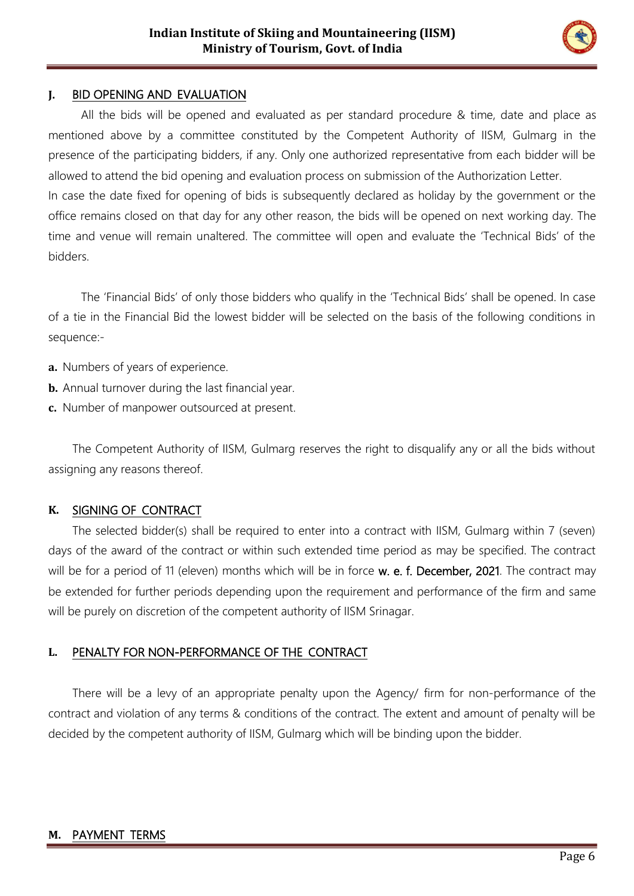## J. BID OPENING AND EVALUATION

All the bids will be opened and evaluated as per standard procedure & time, date and place as mentioned above by a committee constituted by the Competent Authority of IISM, Gulmarg in the presence of the participating bidders, if any. Only one authorized representative from each bidder will be allowed to attend the bid opening and evaluation process on submission of the Authorization Letter.

In case the date fixed for opening of bids is subsequently declared as holiday by the government or the office remains closed on that day for any other reason, the bids will be opened on next working day. The time and venue will remain unaltered. The committee will open and evaluate the 'Technical Bids' of the bidders.

The 'Financial Bids' of only those bidders who qualify in the 'Technical Bids' shall be opened. In case of a tie in the Financial Bid the lowest bidder will be selected on the basis of the following conditions in sequence:-

**a.** Numbers of years of experience.

**b.** Annual turnover during the last financial year.

**c.** Number of manpower outsourced at present.

The Competent Authority of IISM, Gulmarg reserves the right to disqualify any or all the bids without assigning any reasons thereof.

## K. SIGNING OF CONTRACT

The selected bidder(s) shall be required to enter into a contract with IISM, Gulmarg within 7 (seven) days of the award of the contract or within such extended time period as may be specified. The contract will be for a period of 11 (eleven) months which will be in force **w. e. f. December, 2021**. The contract may be extended for further periods depending upon the requirement and performance of the firm and same will be purely on discretion of the competent authority of IISM Srinagar.

## L. PENALTY FOR NON-PERFORMANCE OF THE CONTRACT

There will be a levy of an appropriate penalty upon the Agency/ firm for non-performance of the contract and violation of any terms & conditions of the contract. The extent and amount of penalty will be decided by the competent authority of IISM, Gulmarg which will be binding upon the bidder.

## M. PAYMENT TERMS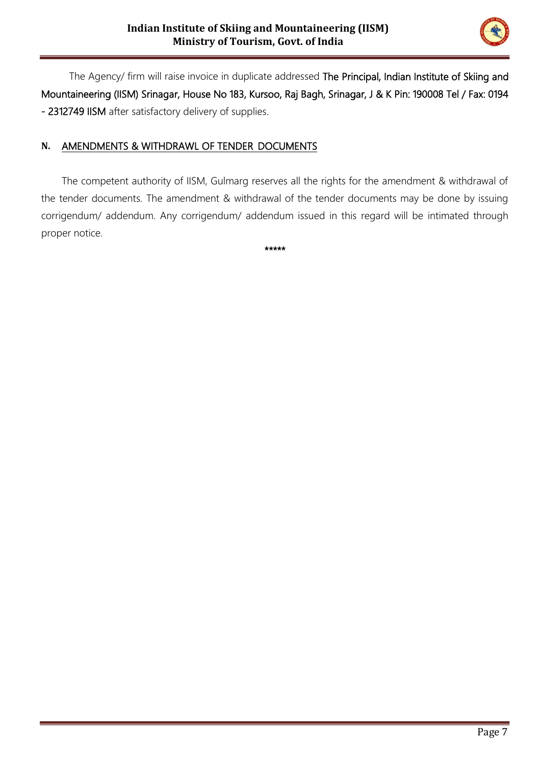The Agency/ firm will raise invoice in duplicate addressed The Principal, Indian Institute of Skiing and Mountaineering (IISM) Srinagar, House No 183, Kursoo, Raj Bagh, Srinagar, J & K Pin: 190008 Tel / Fax: 0194 - 2312749 IISM after satisfactory delivery of supplies.

## N. AMENDMENTS & WITHDRAWL OF TENDER DOCUMENTS

The competent authority of IISM, Gulmarg reserves all the rights for the amendment & withdrawal of the tender documents. The amendment & withdrawal of the tender documents may be done by issuing corrigendum/ addendum. Any corrigendum/ addendum issued in this regard will be intimated through proper notice.

*****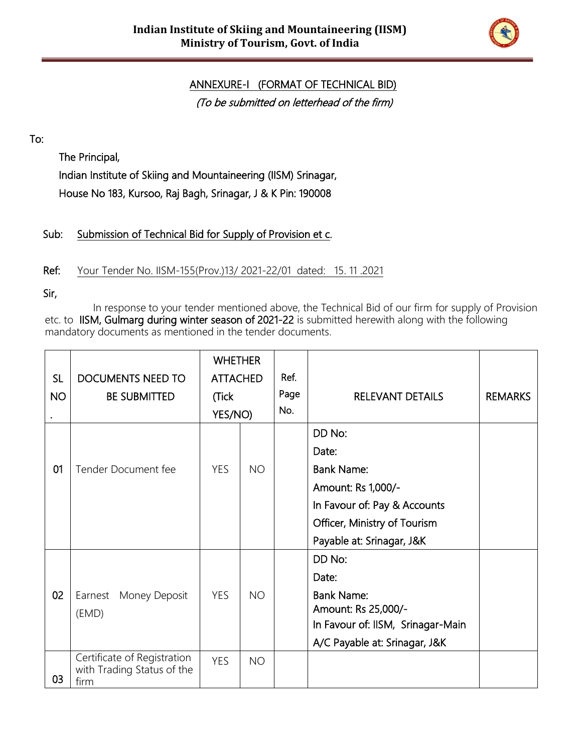**Indian Institute of Skiing and Mountaineering (IISM)**
**Ministry of Tourism, Govt. of India**

## ANNEXURE-I (FORMAT OF TECHNICAL BID)

*(To be submitted on letterhead of the firm)*

To:

The Principal,
Indian Institute of Skiing and Mountaineering (IISM) Srinagar,
House No 183, Kursoo, Raj Bagh, Srinagar, J & K Pin: 190008

Sub: Submission of Technical Bid for Supply of Provision et c.

Ref: Your Tender No. IISM-155(Prov.)13/ 2021-22/01 dated: 15. 11 .2021

Sir,

In response to your tender mentioned above, the Technical Bid of our firm for supply of Provision etc. to IISM, Gulmarg during winter season of 2021-22 is submitted herewith along with the following mandatory documents as mentioned in the tender documents.

| SL NO. | DOCUMENTS NEED TO BE SUBMITTED | WHETHER ATTACHED (Tick YES/NO) | | Ref. Page No. | RELEVANT DETAILS | REMARKS |
|---|---|---|---|---|---|---|
| 01 | Tender Document fee | YES | NO | | DD No:<br>Date:<br>Bank Name:<br>Amount: Rs 1,000/-<br>In Favour of: Pay & Accounts Officer, Ministry of Tourism<br>Payable at: Srinagar, J&K | |
| 02 | Earnest Money Deposit (EMD) | YES | NO | | DD No:<br>Date:<br>Bank Name:<br>Amount: Rs 25,000/-<br>In Favour of: IISM, Srinagar-Main<br>A/C Payable at: Srinagar, J&K | |
| 03 | Certificate of Registration with Trading Status of the firm | YES | NO | | | |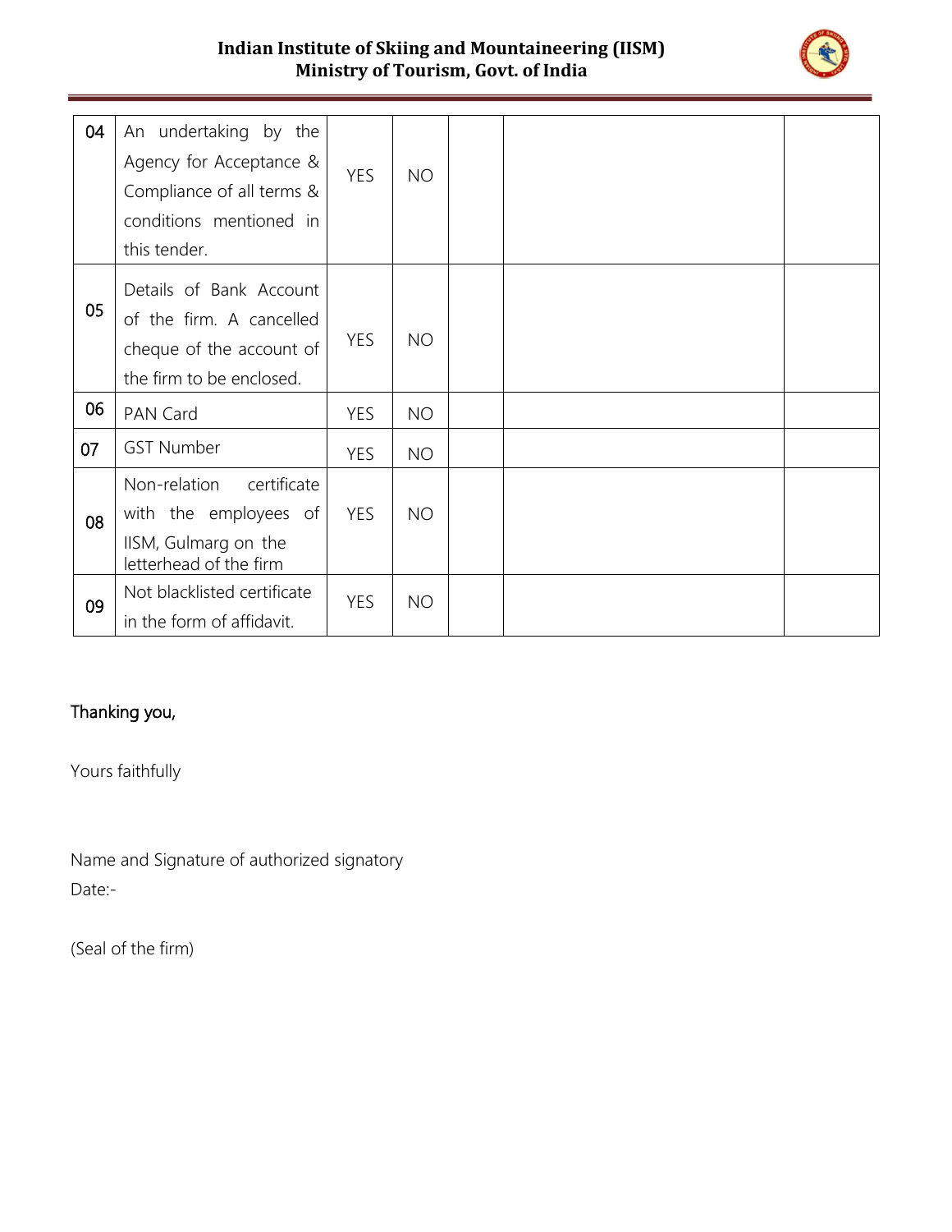| 04 | An undertaking by the Agency for Acceptance & Compliance of all terms & conditions mentioned in this tender. | YES | NO | | | |
|---|---|---|---|---|---|---|
| 05 | Details of Bank Account of the firm. A cancelled cheque of the account of the firm to be enclosed. | YES | NO | | | |
| 06 | PAN Card | YES | NO | | | |
| 07 | GST Number | YES | NO | | | |
| 08 | Non-relation certificate with the employees of IISM, Gulmarg on the letterhead of the firm | YES | NO | | | |
| 09 | Not blacklisted certificate in the form of affidavit. | YES | NO | | | |

Thanking you,

Yours faithfully

Name and Signature of authorized signatory

Date:-

(Seal of the firm)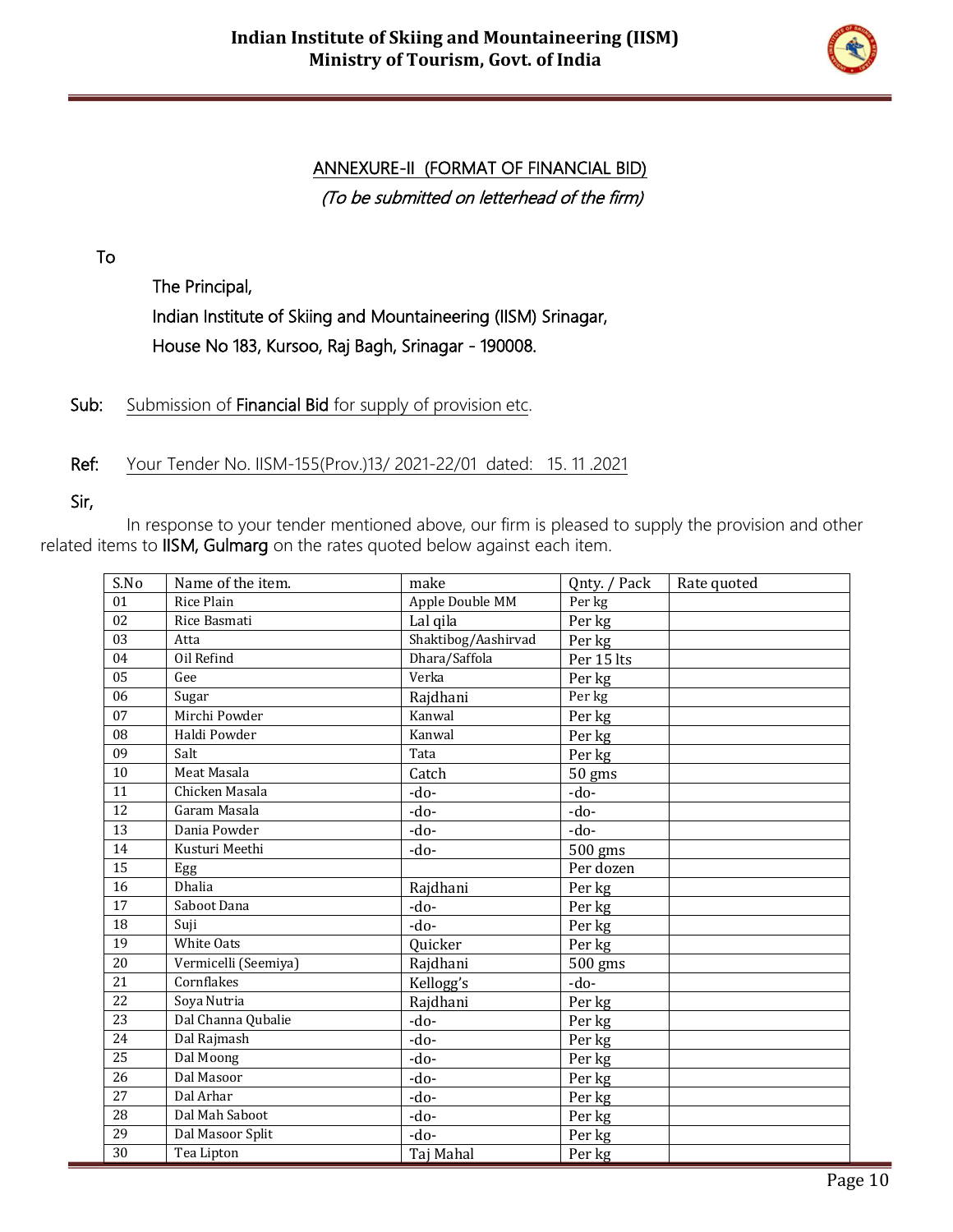## ANNEXURE-II (FORMAT OF FINANCIAL BID)

*(To be submitted on letterhead of the firm)*

To

The Principal,
Indian Institute of Skiing and Mountaineering (IISM) Srinagar,
House No 183, Kursoo, Raj Bagh, Srinagar - 190008.

**Sub:** Submission of **Financial Bid** for supply of provision etc.

**Ref:** Your Tender No. IISM-155(Prov.)13/ 2021-22/01 dated: 15. 11 .2021

Sir,

In response to your tender mentioned above, our firm is pleased to supply the provision and other related items to **IISM, Gulmarg** on the rates quoted below against each item.

| S.No | Name of the item. | make | Qnty. / Pack | Rate quoted |
|---|---|---|---|---|
| 01 | Rice Plain | Apple Double MM | Per kg | |
| 02 | Rice Basmati | Lal qila | Per kg | |
| 03 | Atta | Shaktibog/Aashirvad | Per kg | |
| 04 | Oil Refind | Dhara/Saffola | Per 15 lts | |
| 05 | Gee | Verka | Per kg | |
| 06 | Sugar | Rajdhani | Per kg | |
| 07 | Mirchi Powder | Kanwal | Per kg | |
| 08 | Haldi Powder | Kanwal | Per kg | |
| 09 | Salt | Tata | Per kg | |
| 10 | Meat Masala | Catch | 50 gms | |
| 11 | Chicken Masala | -do- | -do- | |
| 12 | Garam Masala | -do- | -do- | |
| 13 | Dania Powder | -do- | -do- | |
| 14 | Kusturi Meethi | -do- | 500 gms | |
| 15 | Egg | | Per dozen | |
| 16 | Dhalia | Rajdhani | Per kg | |
| 17 | Saboot Dana | -do- | Per kg | |
| 18 | Suji | -do- | Per kg | |
| 19 | White Oats | Quicker | Per kg | |
| 20 | Vermicelli (Seemiya) | Rajdhani | 500 gms | |
| 21 | Cornflakes | Kellogg's | -do- | |
| 22 | Soya Nutria | Rajdhani | Per kg | |
| 23 | Dal Channa Qubalie | -do- | Per kg | |
| 24 | Dal Rajmash | -do- | Per kg | |
| 25 | Dal Moong | -do- | Per kg | |
| 26 | Dal Masoor | -do- | Per kg | |
| 27 | Dal Arhar | -do- | Per kg | |
| 28 | Dal Mah Saboot | -do- | Per kg | |
| 29 | Dal Masoor Split | -do- | Per kg | |
| 30 | Tea Lipton | Taj Mahal | Per kg | |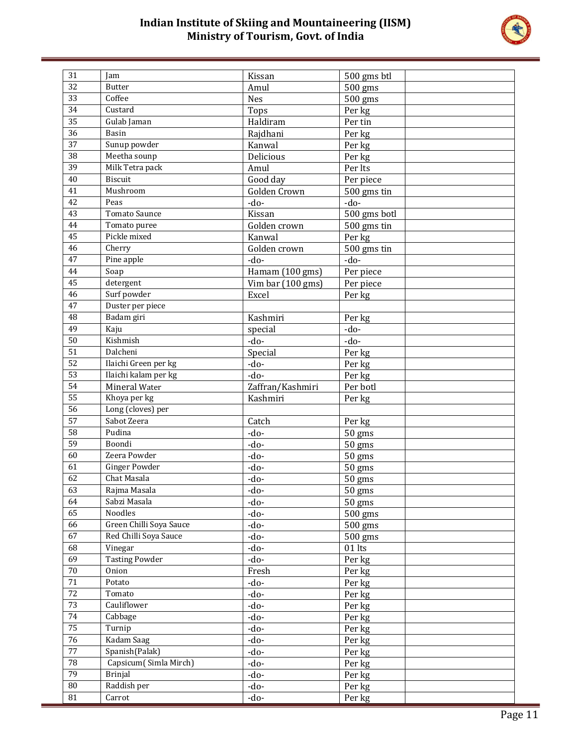| 31 | Jam | Kissan | 500 gms btl | |
|---|---|---|---|---|
| 32 | Butter | Amul | 500 gms | |
| 33 | Coffee | Nes | 500 gms | |
| 34 | Custard | Tops | Per kg | |
| 35 | Gulab Jaman | Haldiram | Per tin | |
| 36 | Basin | Rajdhani | Per kg | |
| 37 | Sunup powder | Kanwal | Per kg | |
| 38 | Meetha sounp | Delicious | Per kg | |
| 39 | Milk Tetra pack | Amul | Per lts | |
| 40 | Biscuit | Good day | Per piece | |
| 41 | Mushroom | Golden Crown | 500 gms tin | |
| 42 | Peas | -do- | -do- | |
| 43 | Tomato Saunce | Kissan | 500 gms botl | |
| 44 | Tomato puree | Golden crown | 500 gms tin | |
| 45 | Pickle mixed | Kanwal | Per kg | |
| 46 | Cherry | Golden crown | 500 gms tin | |
| 47 | Pine apple | -do- | -do- | |
| 44 | Soap | Hamam (100 gms) | Per piece | |
| 45 | detergent | Vim bar (100 gms) | Per piece | |
| 46 | Surf powder | Excel | Per kg | |
| 47 | Duster per piece | | | |
| 48 | Badam giri | Kashmiri | Per kg | |
| 49 | Kaju | special | -do- | |
| 50 | Kishmish | -do- | -do- | |
| 51 | Dalcheni | Special | Per kg | |
| 52 | Ilaichi Green per kg | -do- | Per kg | |
| 53 | Ilaichi kalam per kg | -do- | Per kg | |
| 54 | Mineral Water | Zaffran/Kashmiri | Per botl | |
| 55 | Khoya per kg | Kashmiri | Per kg | |
| 56 | Long (cloves) per | | | |
| 57 | Sabot Zeera | Catch | Per kg | |
| 58 | Pudina | -do- | 50 gms | |
| 59 | Boondi | -do- | 50 gms | |
| 60 | Zeera Powder | -do- | 50 gms | |
| 61 | Ginger Powder | -do- | 50 gms | |
| 62 | Chat Masala | -do- | 50 gms | |
| 63 | Rajma Masala | -do- | 50 gms | |
| 64 | Sabzi Masala | -do- | 50 gms | |
| 65 | Noodles | -do- | 500 gms | |
| 66 | Green Chilli Soya Sauce | -do- | 500 gms | |
| 67 | Red Chilli Soya Sauce | -do- | 500 gms | |
| 68 | Vinegar | -do- | 01 lts | |
| 69 | Tasting Powder | -do- | Per kg | |
| 70 | Onion | Fresh | Per kg | |
| 71 | Potato | -do- | Per kg | |
| 72 | Tomato | -do- | Per kg | |
| 73 | Cauliflower | -do- | Per kg | |
| 74 | Cabbage | -do- | Per kg | |
| 75 | Turnip | -do- | Per kg | |
| 76 | Kadam Saag | -do- | Per kg | |
| 77 | Spanish(Palak) | -do- | Per kg | |
| 78 | Capsicum( Simla Mirch) | -do- | Per kg | |
| 79 | Brinjal | -do- | Per kg | |
| 80 | Raddish per | -do- | Per kg | |
| 81 | Carrot | -do- | Per kg | |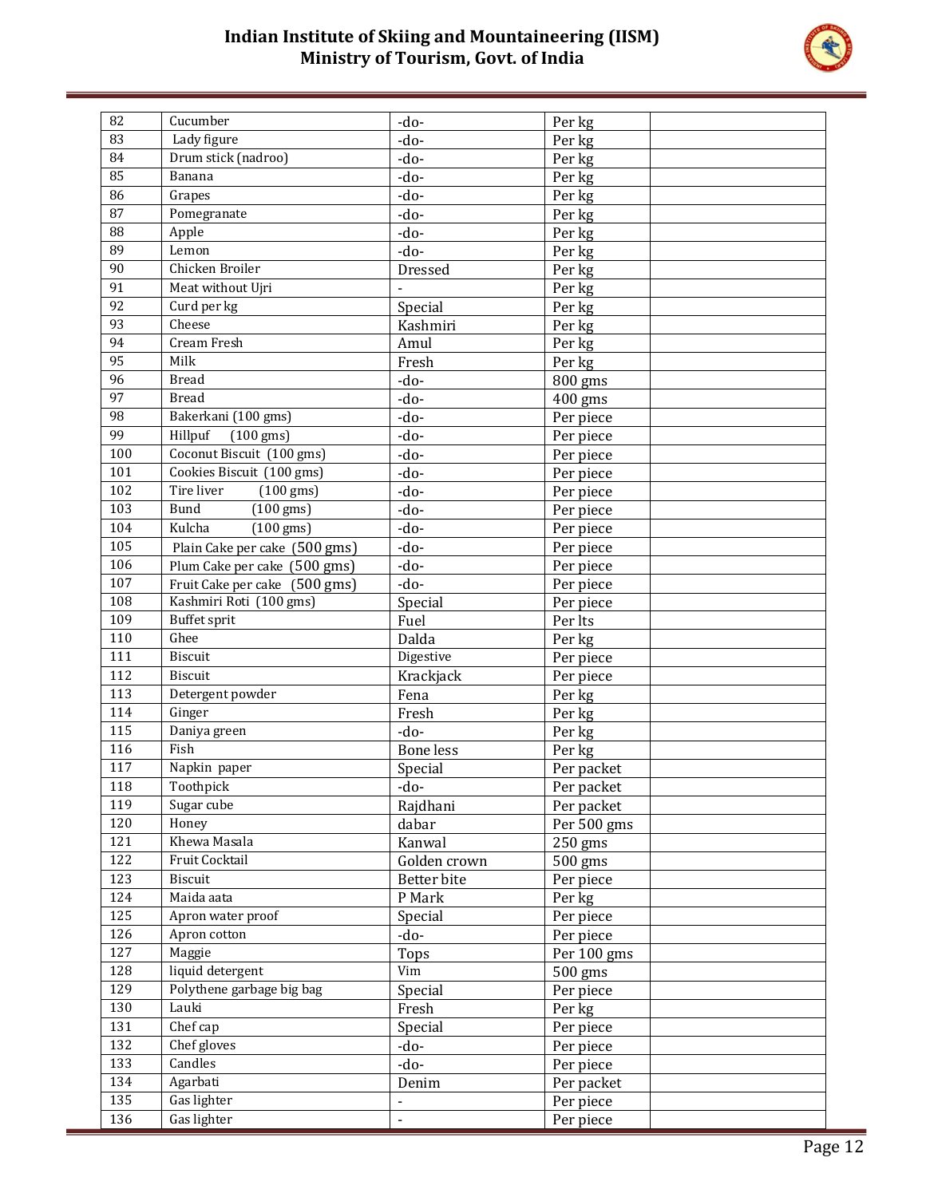| 82 | Cucumber | -do- | Per kg | |
|---|---|---|---|---|
| 83 | Lady figure | -do- | Per kg | |
| 84 | Drum stick (nadroo) | -do- | Per kg | |
| 85 | Banana | -do- | Per kg | |
| 86 | Grapes | -do- | Per kg | |
| 87 | Pomegranate | -do- | Per kg | |
| 88 | Apple | -do- | Per kg | |
| 89 | Lemon | -do- | Per kg | |
| 90 | Chicken Broiler | Dressed | Per kg | |
| 91 | Meat without Ujri | - | Per kg | |
| 92 | Curd per kg | Special | Per kg | |
| 93 | Cheese | Kashmiri | Per kg | |
| 94 | Cream Fresh | Amul | Per kg | |
| 95 | Milk | Fresh | Per kg | |
| 96 | Bread | -do- | 800 gms | |
| 97 | Bread | -do- | 400 gms | |
| 98 | Bakerkani (100 gms) | -do- | Per piece | |
| 99 | Hillpuf (100 gms) | -do- | Per piece | |
| 100 | Coconut Biscuit (100 gms) | -do- | Per piece | |
| 101 | Cookies Biscuit (100 gms) | -do- | Per piece | |
| 102 | Tire liver (100 gms) | -do- | Per piece | |
| 103 | Bund (100 gms) | -do- | Per piece | |
| 104 | Kulcha (100 gms) | -do- | Per piece | |
| 105 | Plain Cake per cake (500 gms) | -do- | Per piece | |
| 106 | Plum Cake per cake (500 gms) | -do- | Per piece | |
| 107 | Fruit Cake per cake (500 gms) | -do- | Per piece | |
| 108 | Kashmiri Roti (100 gms) | Special | Per piece | |
| 109 | Buffet sprit | Fuel | Per lts | |
| 110 | Ghee | Dalda | Per kg | |
| 111 | Biscuit | Digestive | Per piece | |
| 112 | Biscuit | Krackjack | Per piece | |
| 113 | Detergent powder | Fena | Per kg | |
| 114 | Ginger | Fresh | Per kg | |
| 115 | Daniya green | -do- | Per kg | |
| 116 | Fish | Bone less | Per kg | |
| 117 | Napkin paper | Special | Per packet | |
| 118 | Toothpick | -do- | Per packet | |
| 119 | Sugar cube | Rajdhani | Per packet | |
| 120 | Honey | dabar | Per 500 gms | |
| 121 | Khewa Masala | Kanwal | 250 gms | |
| 122 | Fruit Cocktail | Golden crown | 500 gms | |
| 123 | Biscuit | Better bite | Per piece | |
| 124 | Maida aata | P Mark | Per kg | |
| 125 | Apron water proof | Special | Per piece | |
| 126 | Apron cotton | -do- | Per piece | |
| 127 | Maggie | Tops | Per 100 gms | |
| 128 | liquid detergent | Vim | 500 gms | |
| 129 | Polythene garbage big bag | Special | Per piece | |
| 130 | Lauki | Fresh | Per kg | |
| 131 | Chef cap | Special | Per piece | |
| 132 | Chef gloves | -do- | Per piece | |
| 133 | Candles | -do- | Per piece | |
| 134 | Agarbati | Denim | Per packet | |
| 135 | Gas lighter | - | Per piece | |
| 136 | Gas lighter | - | Per piece | |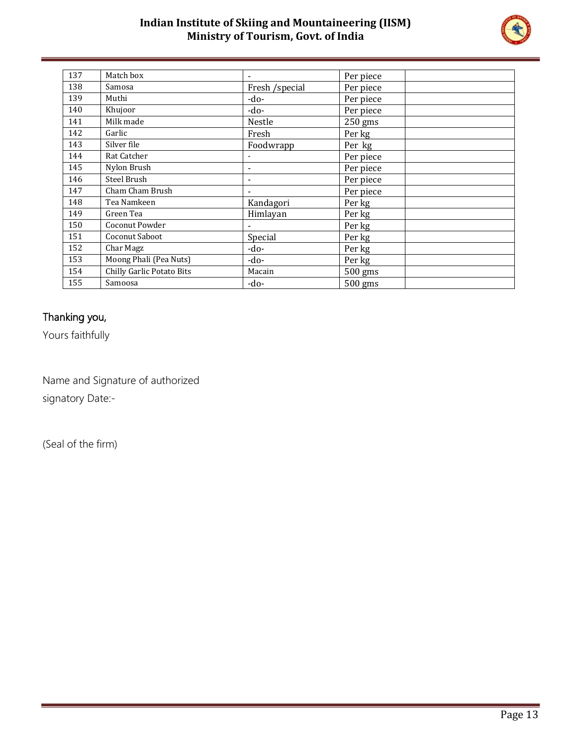| 137 | Match box | - | Per piece | |
|---|---|---|---|---|
| 138 | Samosa | Fresh /special | Per piece | |
| 139 | Muthi | -do- | Per piece | |
| 140 | Khujoor | -do- | Per piece | |
| 141 | Milk made | Nestle | 250 gms | |
| 142 | Garlic | Fresh | Per kg | |
| 143 | Silver file | Foodwrapp | Per kg | |
| 144 | Rat Catcher | - | Per piece | |
| 145 | Nylon Brush | - | Per piece | |
| 146 | Steel Brush | - | Per piece | |
| 147 | Cham Cham Brush | - | Per piece | |
| 148 | Tea Namkeen | Kandagori | Per kg | |
| 149 | Green Tea | Himlayan | Per kg | |
| 150 | Coconut Powder | - | Per kg | |
| 151 | Coconut Saboot | Special | Per kg | |
| 152 | Char Magz | -do- | Per kg | |
| 153 | Moong Phali (Pea Nuts) | -do- | Per kg | |
| 154 | Chilly Garlic Potato Bits | Macain | 500 gms | |
| 155 | Samoosa | -do- | 500 gms | |

Thanking you,

Yours faithfully

Name and Signature of authorized signatory Date:-

(Seal of the firm)